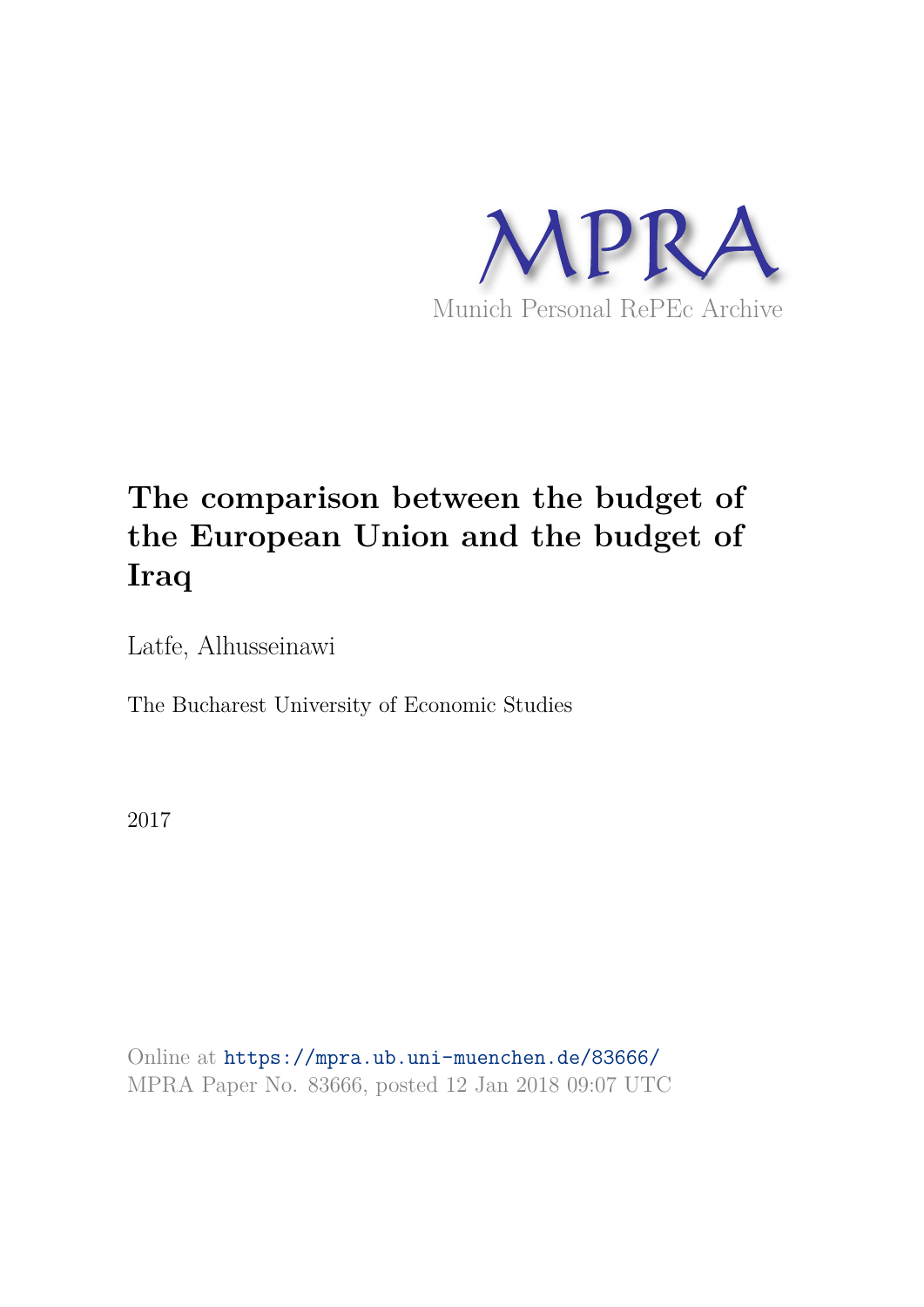MPRA

Munich Personal RePEc Archive

# The comparison between the budget of the European Union and the budget of Iraq

Latfe, Alhusseinawi

The Bucharest University of Economic Studies

2017

Online at https://mpra.ub.uni-muenchen.de/83666/
MPRA Paper No. 83666, posted 12 Jan 2018 09:07 UTC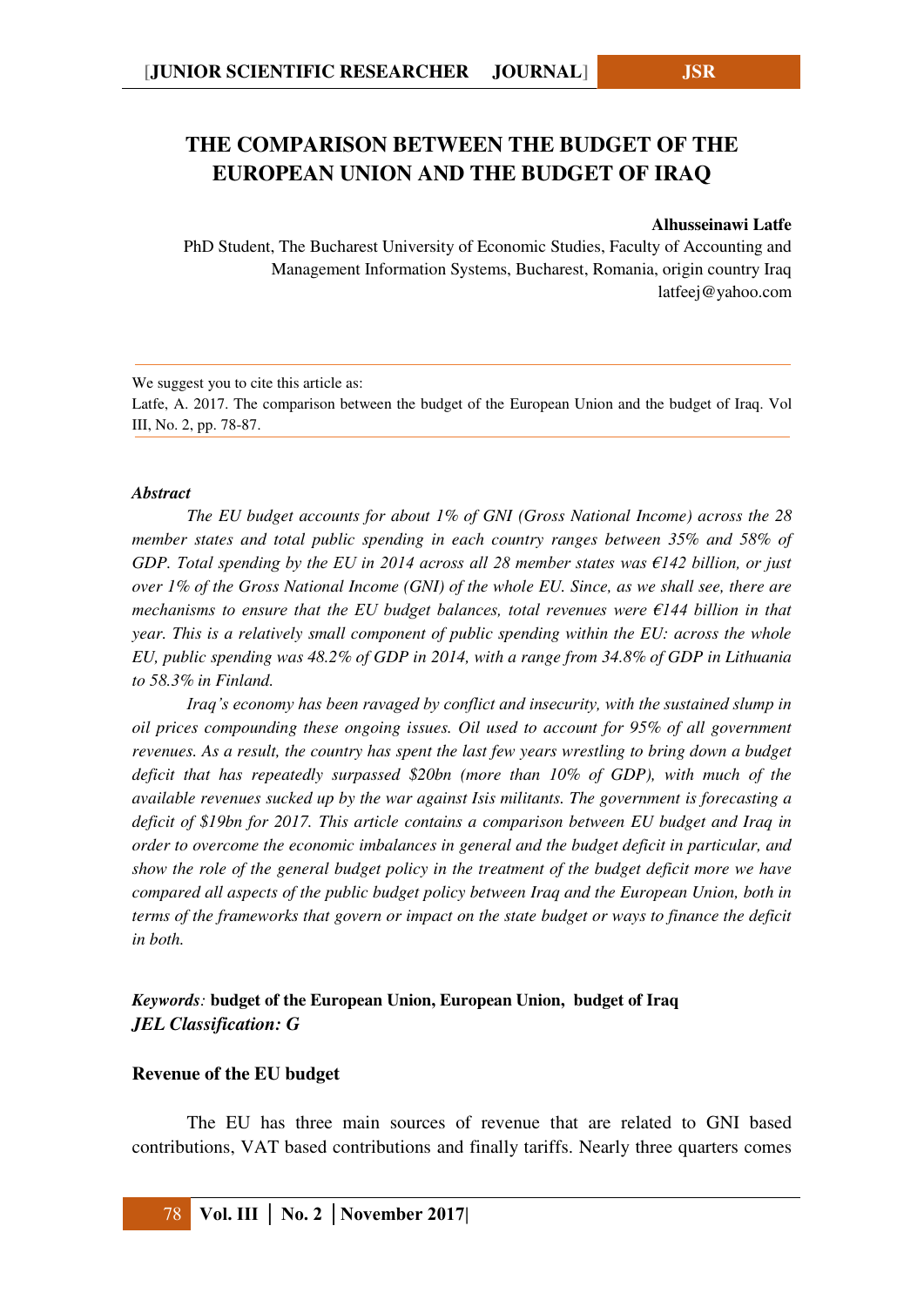# THE COMPARISON BETWEEN THE BUDGET OF THE EUROPEAN UNION AND THE BUDGET OF IRAQ

**Alhusseinawi Latfe**

PhD Student, The Bucharest University of Economic Studies, Faculty of Accounting and Management Information Systems, Bucharest, Romania, origin country Iraq
latfeej@yahoo.com

We suggest you to cite this article as:
Latfe, A. 2017. The comparison between the budget of the European Union and the budget of Iraq. Vol III, No. 2, pp. 78-87.

***Abstract***

*The EU budget accounts for about 1% of GNI (Gross National Income) across the 28 member states and total public spending in each country ranges between 35% and 58% of GDP. Total spending by the EU in 2014 across all 28 member states was €142 billion, or just over 1% of the Gross National Income (GNI) of the whole EU. Since, as we shall see, there are mechanisms to ensure that the EU budget balances, total revenues were €144 billion in that year. This is a relatively small component of public spending within the EU: across the whole EU, public spending was 48.2% of GDP in 2014, with a range from 34.8% of GDP in Lithuania to 58.3% in Finland.*

*Iraq's economy has been ravaged by conflict and insecurity, with the sustained slump in oil prices compounding these ongoing issues. Oil used to account for 95% of all government revenues. As a result, the country has spent the last few years wrestling to bring down a budget deficit that has repeatedly surpassed $20bn (more than 10% of GDP), with much of the available revenues sucked up by the war against Isis militants. The government is forecasting a deficit of $19bn for 2017. This article contains a comparison between EU budget and Iraq in order to overcome the economic imbalances in general and the budget deficit in particular, and show the role of the general budget policy in the treatment of the budget deficit more we have compared all aspects of the public budget policy between Iraq and the European Union, both in terms of the frameworks that govern or impact on the state budget or ways to finance the deficit in both.*

***Keywords**:* **budget of the European Union, European Union, budget of Iraq**
***JEL Classification: G***

**Revenue of the EU budget**

The EU has three main sources of revenue that are related to GNI based contributions, VAT based contributions and finally tariffs. Nearly three quarters comes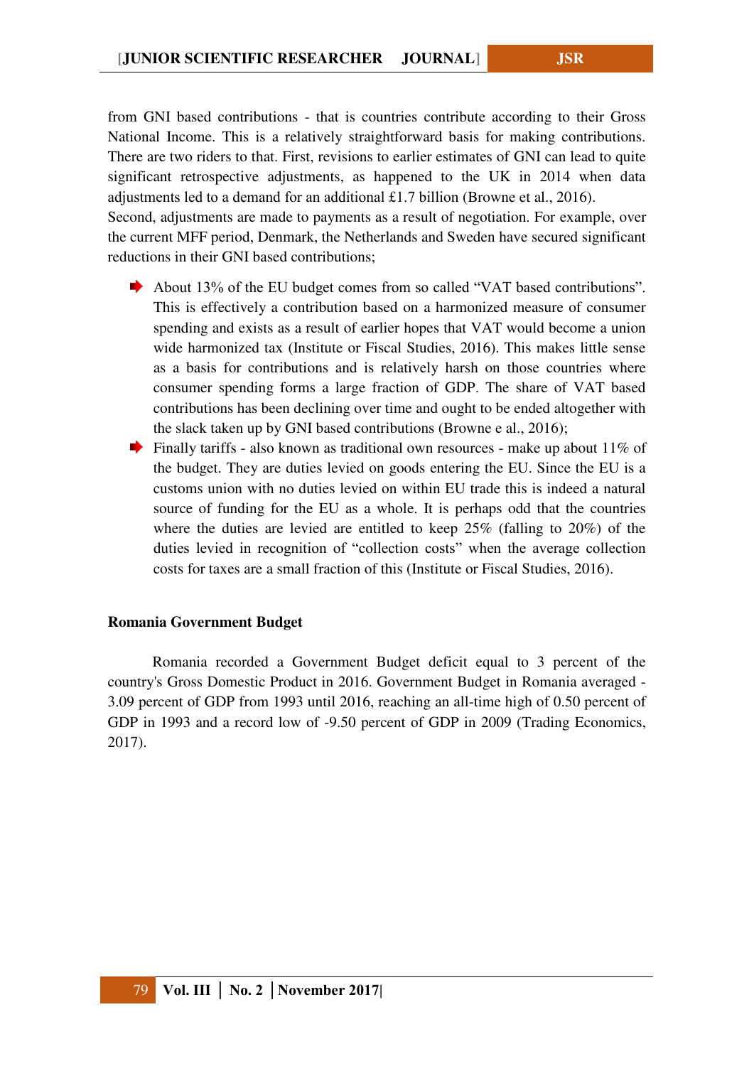from GNI based contributions - that is countries contribute according to their Gross National Income. This is a relatively straightforward basis for making contributions. There are two riders to that. First, revisions to earlier estimates of GNI can lead to quite significant retrospective adjustments, as happened to the UK in 2014 when data adjustments led to a demand for an additional £1.7 billion (Browne et al., 2016).
Second, adjustments are made to payments as a result of negotiation. For example, over the current MFF period, Denmark, the Netherlands and Sweden have secured significant reductions in their GNI based contributions;

- About 13% of the EU budget comes from so called "VAT based contributions". This is effectively a contribution based on a harmonized measure of consumer spending and exists as a result of earlier hopes that VAT would become a union wide harmonized tax (Institute or Fiscal Studies, 2016). This makes little sense as a basis for contributions and is relatively harsh on those countries where consumer spending forms a large fraction of GDP. The share of VAT based contributions has been declining over time and ought to be ended altogether with the slack taken up by GNI based contributions (Browne e al., 2016);
- Finally tariffs - also known as traditional own resources - make up about 11% of the budget. They are duties levied on goods entering the EU. Since the EU is a customs union with no duties levied on within EU trade this is indeed a natural source of funding for the EU as a whole. It is perhaps odd that the countries where the duties are levied are entitled to keep 25% (falling to 20%) of the duties levied in recognition of "collection costs" when the average collection costs for taxes are a small fraction of this (Institute or Fiscal Studies, 2016).

**Romania Government Budget**

Romania recorded a Government Budget deficit equal to 3 percent of the country's Gross Domestic Product in 2016. Government Budget in Romania averaged -3.09 percent of GDP from 1993 until 2016, reaching an all-time high of 0.50 percent of GDP in 1993 and a record low of -9.50 percent of GDP in 2009 (Trading Economics, 2017).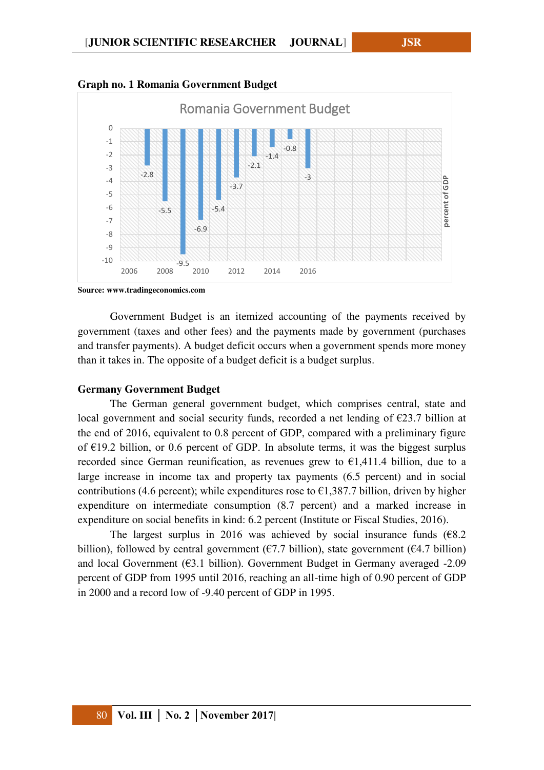**Graph no. 1 Romania Government Budget**

**Source: www.tradingeconomics.com**

Government Budget is an itemized accounting of the payments received by government (taxes and other fees) and the payments made by government (purchases and transfer payments). A budget deficit occurs when a government spends more money than it takes in. The opposite of a budget deficit is a budget surplus.

**Germany Government Budget**

The German general government budget, which comprises central, state and local government and social security funds, recorded a net lending of €23.7 billion at the end of 2016, equivalent to 0.8 percent of GDP, compared with a preliminary figure of €19.2 billion, or 0.6 percent of GDP. In absolute terms, it was the biggest surplus recorded since German reunification, as revenues grew to €1,411.4 billion, due to a large increase in income tax and property tax payments (6.5 percent) and in social contributions (4.6 percent); while expenditures rose to €1,387.7 billion, driven by higher expenditure on intermediate consumption (8.7 percent) and a marked increase in expenditure on social benefits in kind: 6.2 percent (Institute or Fiscal Studies, 2016).

The largest surplus in 2016 was achieved by social insurance funds (€8.2 billion), followed by central government (€7.7 billion), state government (€4.7 billion) and local Government (€3.1 billion). Government Budget in Germany averaged -2.09 percent of GDP from 1995 until 2016, reaching an all-time high of 0.90 percent of GDP in 2000 and a record low of -9.40 percent of GDP in 1995.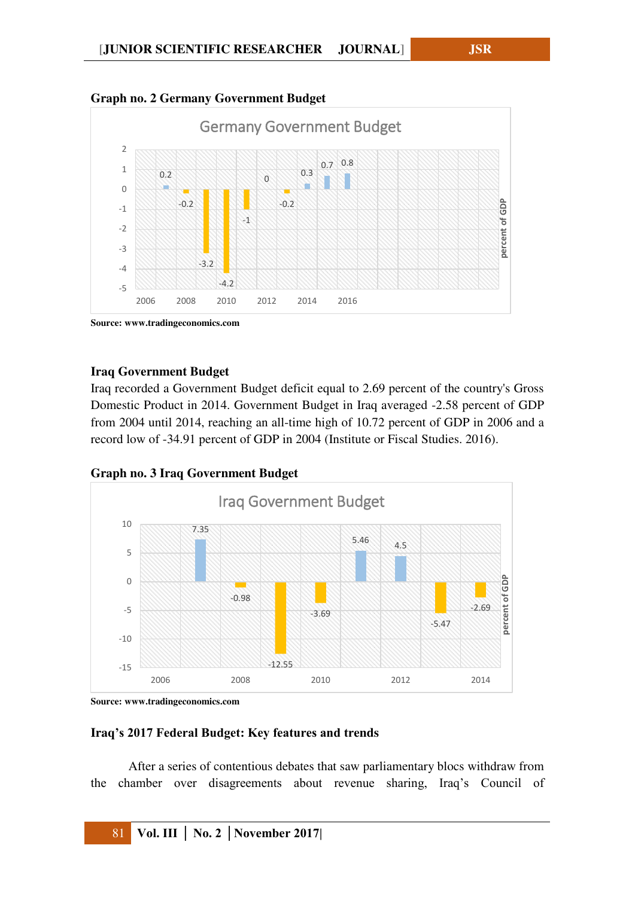**Graph no. 2 Germany Government Budget**

Source: www.tradingeconomics.com

**Iraq Government Budget**

Iraq recorded a Government Budget deficit equal to 2.69 percent of the country's Gross Domestic Product in 2014. Government Budget in Iraq averaged -2.58 percent of GDP from 2004 until 2014, reaching an all-time high of 10.72 percent of GDP in 2006 and a record low of -34.91 percent of GDP in 2004 (Institute or Fiscal Studies. 2016).

**Graph no. 3 Iraq Government Budget**

Source: www.tradingeconomics.com

**Iraq's 2017 Federal Budget: Key features and trends**

After a series of contentious debates that saw parliamentary blocs withdraw from the chamber over disagreements about revenue sharing, Iraq's Council of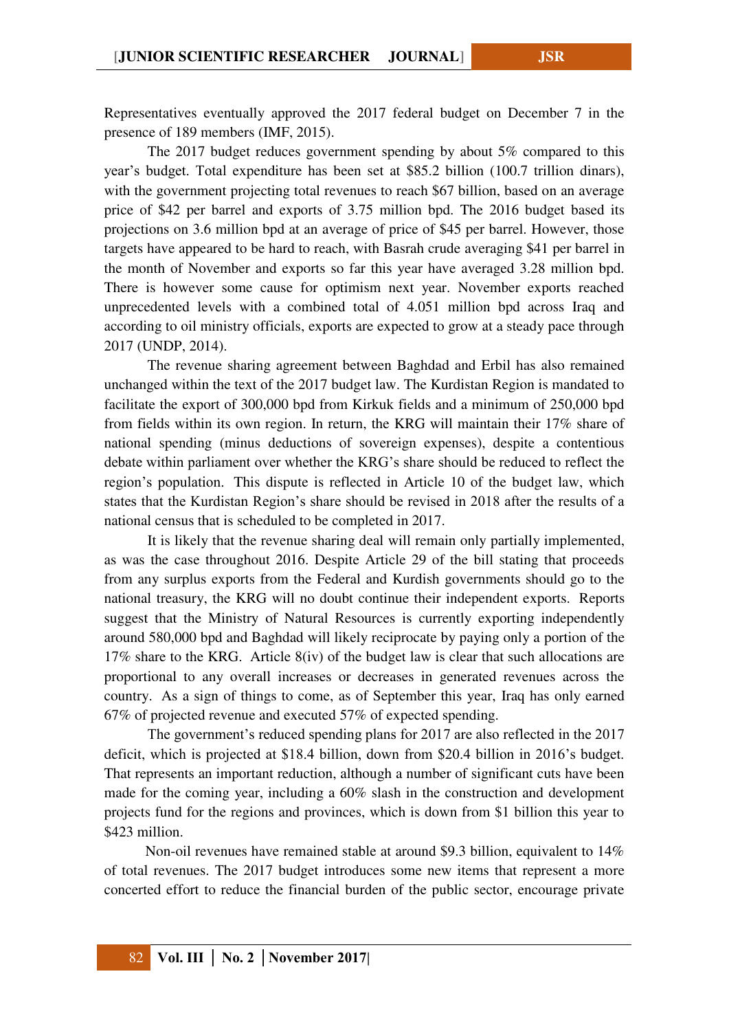Representatives eventually approved the 2017 federal budget on December 7 in the presence of 189 members (IMF, 2015).

The 2017 budget reduces government spending by about 5% compared to this year's budget. Total expenditure has been set at $85.2 billion (100.7 trillion dinars), with the government projecting total revenues to reach $67 billion, based on an average price of $42 per barrel and exports of 3.75 million bpd. The 2016 budget based its projections on 3.6 million bpd at an average of price of $45 per barrel. However, those targets have appeared to be hard to reach, with Basrah crude averaging $41 per barrel in the month of November and exports so far this year have averaged 3.28 million bpd. There is however some cause for optimism next year. November exports reached unprecedented levels with a combined total of 4.051 million bpd across Iraq and according to oil ministry officials, exports are expected to grow at a steady pace through 2017 (UNDP, 2014).

The revenue sharing agreement between Baghdad and Erbil has also remained unchanged within the text of the 2017 budget law. The Kurdistan Region is mandated to facilitate the export of 300,000 bpd from Kirkuk fields and a minimum of 250,000 bpd from fields within its own region. In return, the KRG will maintain their 17% share of national spending (minus deductions of sovereign expenses), despite a contentious debate within parliament over whether the KRG's share should be reduced to reflect the region's population. This dispute is reflected in Article 10 of the budget law, which states that the Kurdistan Region's share should be revised in 2018 after the results of a national census that is scheduled to be completed in 2017.

It is likely that the revenue sharing deal will remain only partially implemented, as was the case throughout 2016. Despite Article 29 of the bill stating that proceeds from any surplus exports from the Federal and Kurdish governments should go to the national treasury, the KRG will no doubt continue their independent exports. Reports suggest that the Ministry of Natural Resources is currently exporting independently around 580,000 bpd and Baghdad will likely reciprocate by paying only a portion of the 17% share to the KRG. Article 8(iv) of the budget law is clear that such allocations are proportional to any overall increases or decreases in generated revenues across the country. As a sign of things to come, as of September this year, Iraq has only earned 67% of projected revenue and executed 57% of expected spending.

The government's reduced spending plans for 2017 are also reflected in the 2017 deficit, which is projected at $18.4 billion, down from $20.4 billion in 2016's budget. That represents an important reduction, although a number of significant cuts have been made for the coming year, including a 60% slash in the construction and development projects fund for the regions and provinces, which is down from $1 billion this year to $423 million.

Non-oil revenues have remained stable at around $9.3 billion, equivalent to 14% of total revenues. The 2017 budget introduces some new items that represent a more concerted effort to reduce the financial burden of the public sector, encourage private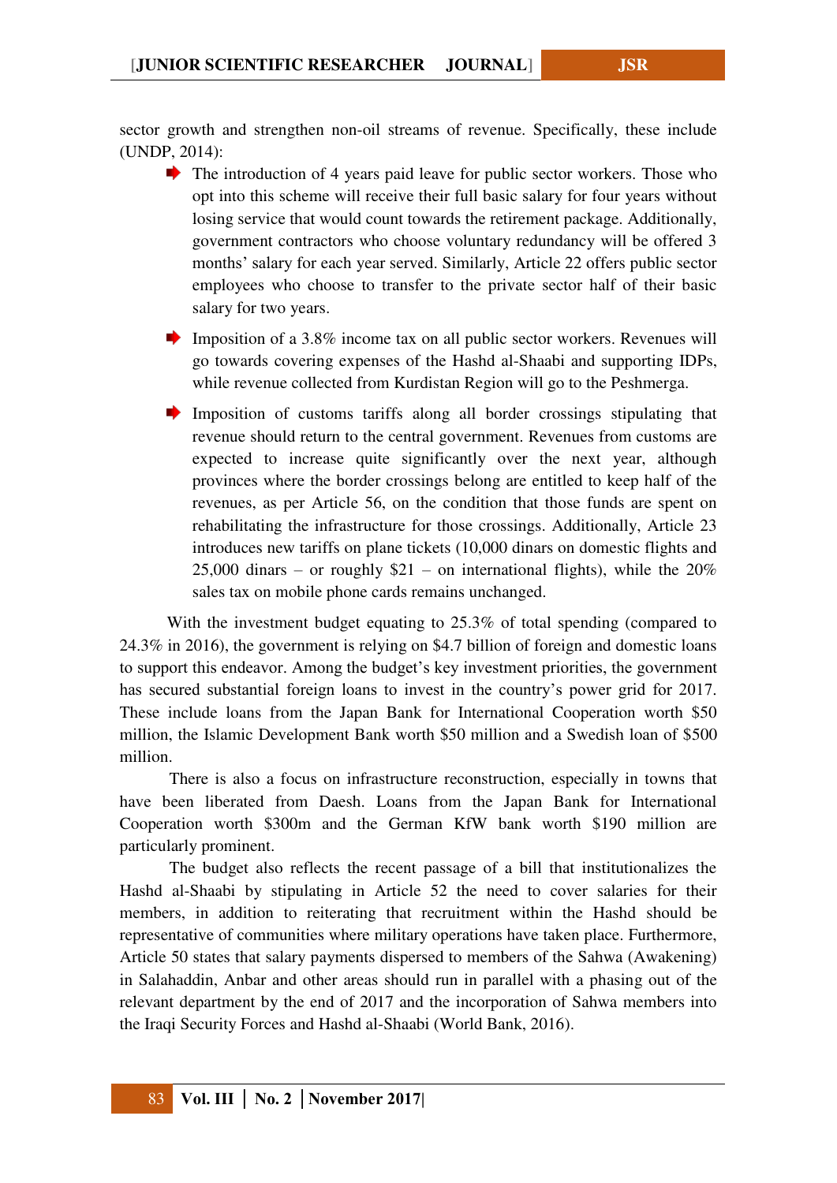sector growth and strengthen non-oil streams of revenue. Specifically, these include (UNDP, 2014):

- The introduction of 4 years paid leave for public sector workers. Those who opt into this scheme will receive their full basic salary for four years without losing service that would count towards the retirement package. Additionally, government contractors who choose voluntary redundancy will be offered 3 months' salary for each year served. Similarly, Article 22 offers public sector employees who choose to transfer to the private sector half of their basic salary for two years.

- Imposition of a 3.8% income tax on all public sector workers. Revenues will go towards covering expenses of the Hashd al-Shaabi and supporting IDPs, while revenue collected from Kurdistan Region will go to the Peshmerga.

- Imposition of customs tariffs along all border crossings stipulating that revenue should return to the central government. Revenues from customs are expected to increase quite significantly over the next year, although provinces where the border crossings belong are entitled to keep half of the revenues, as per Article 56, on the condition that those funds are spent on rehabilitating the infrastructure for those crossings. Additionally, Article 23 introduces new tariffs on plane tickets (10,000 dinars on domestic flights and 25,000 dinars – or roughly $21 – on international flights), while the 20% sales tax on mobile phone cards remains unchanged.

With the investment budget equating to 25.3% of total spending (compared to 24.3% in 2016), the government is relying on $4.7 billion of foreign and domestic loans to support this endeavor. Among the budget's key investment priorities, the government has secured substantial foreign loans to invest in the country's power grid for 2017. These include loans from the Japan Bank for International Cooperation worth $50 million, the Islamic Development Bank worth $50 million and a Swedish loan of $500 million.

There is also a focus on infrastructure reconstruction, especially in towns that have been liberated from Daesh. Loans from the Japan Bank for International Cooperation worth $300m and the German KfW bank worth $190 million are particularly prominent.

The budget also reflects the recent passage of a bill that institutionalizes the Hashd al-Shaabi by stipulating in Article 52 the need to cover salaries for their members, in addition to reiterating that recruitment within the Hashd should be representative of communities where military operations have taken place. Furthermore, Article 50 states that salary payments dispersed to members of the Sahwa (Awakening) in Salahaddin, Anbar and other areas should run in parallel with a phasing out of the relevant department by the end of 2017 and the incorporation of Sahwa members into the Iraqi Security Forces and Hashd al-Shaabi (World Bank, 2016).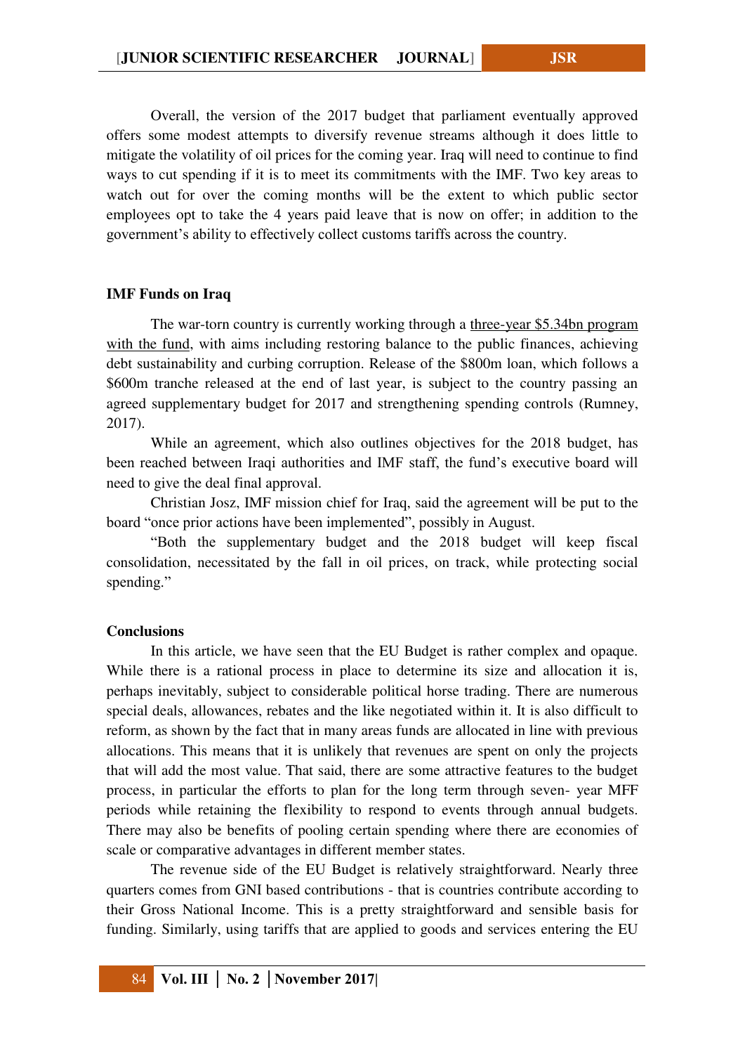Overall, the version of the 2017 budget that parliament eventually approved offers some modest attempts to diversify revenue streams although it does little to mitigate the volatility of oil prices for the coming year. Iraq will need to continue to find ways to cut spending if it is to meet its commitments with the IMF. Two key areas to watch out for over the coming months will be the extent to which public sector employees opt to take the 4 years paid leave that is now on offer; in addition to the government's ability to effectively collect customs tariffs across the country.

### IMF Funds on Iraq

The war-torn country is currently working through a three-year $5.34bn program with the fund, with aims including restoring balance to the public finances, achieving debt sustainability and curbing corruption. Release of the $800m loan, which follows a $600m tranche released at the end of last year, is subject to the country passing an agreed supplementary budget for 2017 and strengthening spending controls (Rumney, 2017).

While an agreement, which also outlines objectives for the 2018 budget, has been reached between Iraqi authorities and IMF staff, the fund's executive board will need to give the deal final approval.

Christian Josz, IMF mission chief for Iraq, said the agreement will be put to the board "once prior actions have been implemented", possibly in August.

"Both the supplementary budget and the 2018 budget will keep fiscal consolidation, necessitated by the fall in oil prices, on track, while protecting social spending."

### Conclusions

In this article, we have seen that the EU Budget is rather complex and opaque. While there is a rational process in place to determine its size and allocation it is, perhaps inevitably, subject to considerable political horse trading. There are numerous special deals, allowances, rebates and the like negotiated within it. It is also difficult to reform, as shown by the fact that in many areas funds are allocated in line with previous allocations. This means that it is unlikely that revenues are spent on only the projects that will add the most value. That said, there are some attractive features to the budget process, in particular the efforts to plan for the long term through seven- year MFF periods while retaining the flexibility to respond to events through annual budgets. There may also be benefits of pooling certain spending where there are economies of scale or comparative advantages in different member states.

The revenue side of the EU Budget is relatively straightforward. Nearly three quarters comes from GNI based contributions - that is countries contribute according to their Gross National Income. This is a pretty straightforward and sensible basis for funding. Similarly, using tariffs that are applied to goods and services entering the EU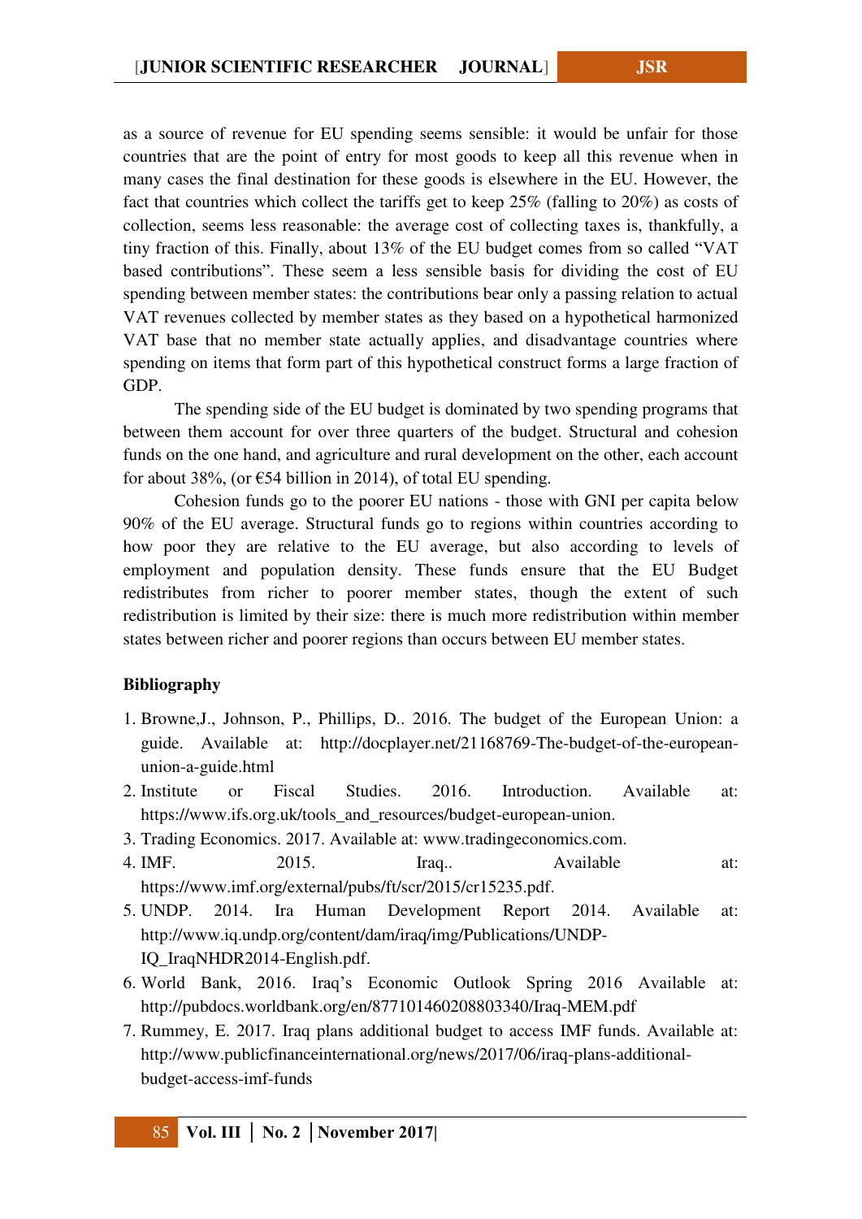as a source of revenue for EU spending seems sensible: it would be unfair for those countries that are the point of entry for most goods to keep all this revenue when in many cases the final destination for these goods is elsewhere in the EU. However, the fact that countries which collect the tariffs get to keep 25% (falling to 20%) as costs of collection, seems less reasonable: the average cost of collecting taxes is, thankfully, a tiny fraction of this. Finally, about 13% of the EU budget comes from so called "VAT based contributions". These seem a less sensible basis for dividing the cost of EU spending between member states: the contributions bear only a passing relation to actual VAT revenues collected by member states as they based on a hypothetical harmonized VAT base that no member state actually applies, and disadvantage countries where spending on items that form part of this hypothetical construct forms a large fraction of GDP.

The spending side of the EU budget is dominated by two spending programs that between them account for over three quarters of the budget. Structural and cohesion funds on the one hand, and agriculture and rural development on the other, each account for about 38%, (or €54 billion in 2014), of total EU spending.

Cohesion funds go to the poorer EU nations - those with GNI per capita below 90% of the EU average. Structural funds go to regions within countries according to how poor they are relative to the EU average, but also according to levels of employment and population density. These funds ensure that the EU Budget redistributes from richer to poorer member states, though the extent of such redistribution is limited by their size: there is much more redistribution within member states between richer and poorer regions than occurs between EU member states.

**Bibliography**

1. Browne,J., Johnson, P., Phillips, D.. 2016. The budget of the European Union: a guide. Available at: http://docplayer.net/21168769-The-budget-of-the-european-union-a-guide.html
2. Institute or Fiscal Studies. 2016. Introduction. Available at: https://www.ifs.org.uk/tools_and_resources/budget-european-union.
3. Trading Economics. 2017. Available at: www.tradingeconomics.com.
4. IMF. 2015. Iraq.. Available at: https://www.imf.org/external/pubs/ft/scr/2015/cr15235.pdf.
5. UNDP. 2014. Ira Human Development Report 2014. Available at: http://www.iq.undp.org/content/dam/iraq/img/Publications/UNDP-IQ_IraqNHDR2014-English.pdf.
6. World Bank, 2016. Iraq's Economic Outlook Spring 2016 Available at: http://pubdocs.worldbank.org/en/877101460208803340/Iraq-MEM.pdf
7. Rummey, E. 2017. Iraq plans additional budget to access IMF funds. Available at: http://www.publicfinanceinternational.org/news/2017/06/iraq-plans-additional-budget-access-imf-funds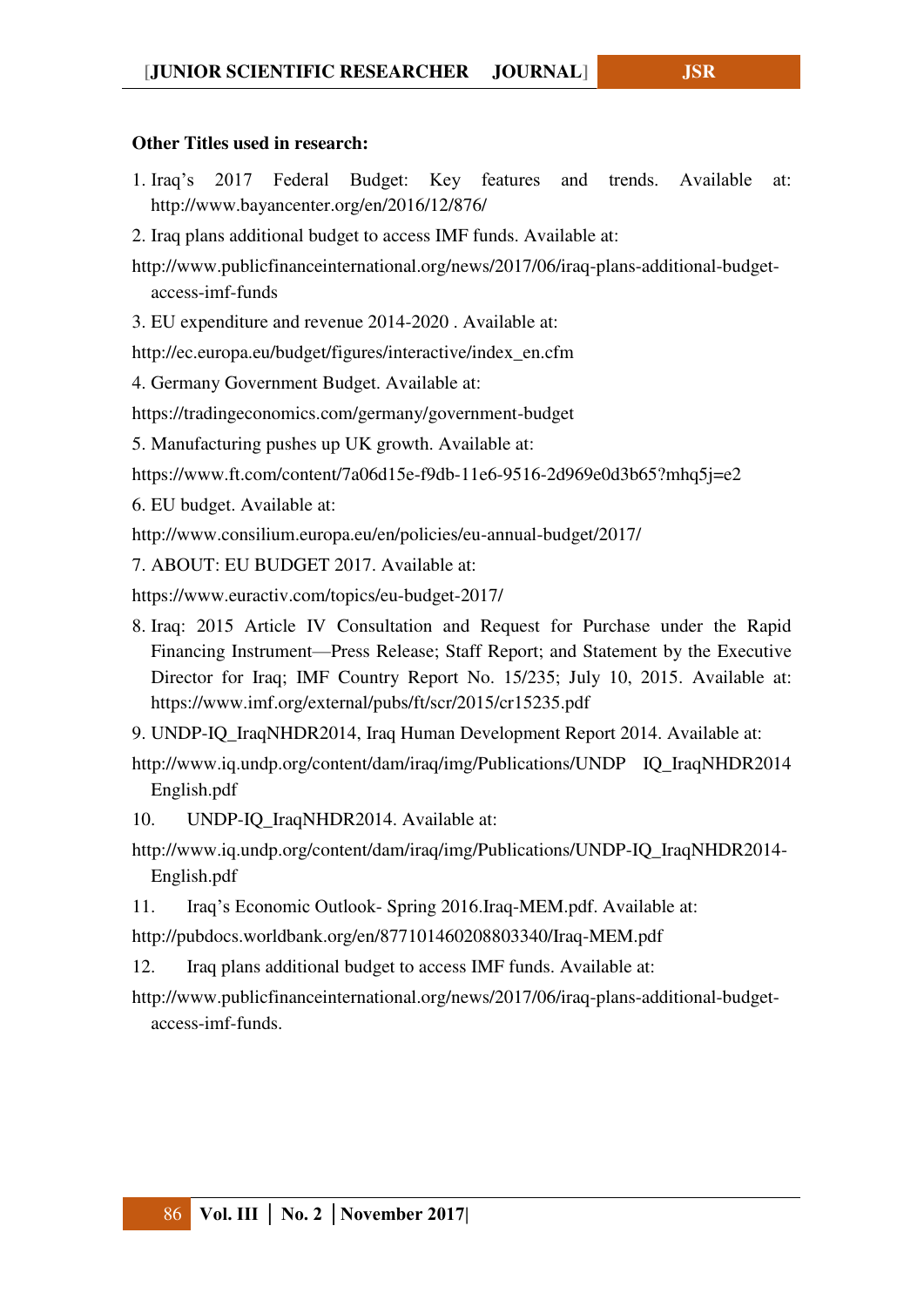**Other Titles used in research:**

1. Iraq's 2017 Federal Budget: Key features and trends. Available at: http://www.bayancenter.org/en/2016/12/876/
2. Iraq plans additional budget to access IMF funds. Available at: http://www.publicfinanceinternational.org/news/2017/06/iraq-plans-additional-budget-access-imf-funds
3. EU expenditure and revenue 2014-2020 . Available at: http://ec.europa.eu/budget/figures/interactive/index_en.cfm
4. Germany Government Budget. Available at: https://tradingeconomics.com/germany/government-budget
5. Manufacturing pushes up UK growth. Available at: https://www.ft.com/content/7a06d15e-f9db-11e6-9516-2d969e0d3b65?mhq5j=e2
6. EU budget. Available at: http://www.consilium.europa.eu/en/policies/eu-annual-budget/2017/
7. ABOUT: EU BUDGET 2017. Available at: https://www.euractiv.com/topics/eu-budget-2017/
8. Iraq: 2015 Article IV Consultation and Request for Purchase under the Rapid Financing Instrument—Press Release; Staff Report; and Statement by the Executive Director for Iraq; IMF Country Report No. 15/235; July 10, 2015. Available at: https://www.imf.org/external/pubs/ft/scr/2015/cr15235.pdf
9. UNDP-IQ_IraqNHDR2014, Iraq Human Development Report 2014. Available at: http://www.iq.undp.org/content/dam/iraq/img/Publications/UNDP IQ_IraqNHDR2014 English.pdf
10. UNDP-IQ_IraqNHDR2014. Available at: http://www.iq.undp.org/content/dam/iraq/img/Publications/UNDP-IQ_IraqNHDR2014-English.pdf
11. Iraq's Economic Outlook- Spring 2016.Iraq-MEM.pdf. Available at: http://pubdocs.worldbank.org/en/877101460208803340/Iraq-MEM.pdf
12. Iraq plans additional budget to access IMF funds. Available at: http://www.publicfinanceinternational.org/news/2017/06/iraq-plans-additional-budget-access-imf-funds.